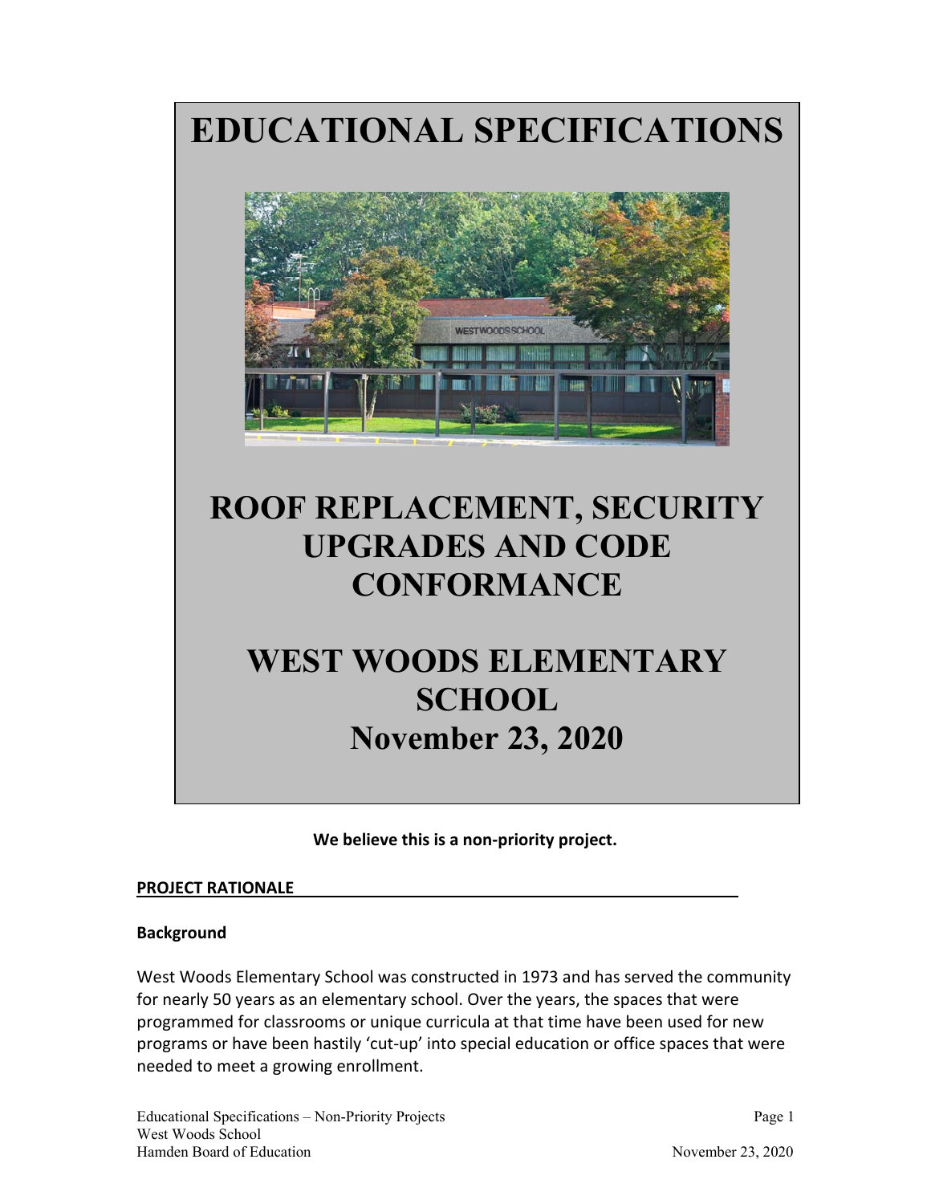# EDUCATIONAL SPECIFICATIONS

# ROOF REPLACEMENT, SECURITY UPGRADES AND CODE CONFORMANCE

# WEST WOODS ELEMENTARY SCHOOL

## November 23, 2020

**We believe this is a non-priority project.**

## PROJECT RATIONALE

### Background

West Woods Elementary School was constructed in 1973 and has served the community for nearly 50 years as an elementary school. Over the years, the spaces that were programmed for classrooms or unique curricula at that time have been used for new programs or have been hastily 'cut-up' into special education or office spaces that were needed to meet a growing enrollment.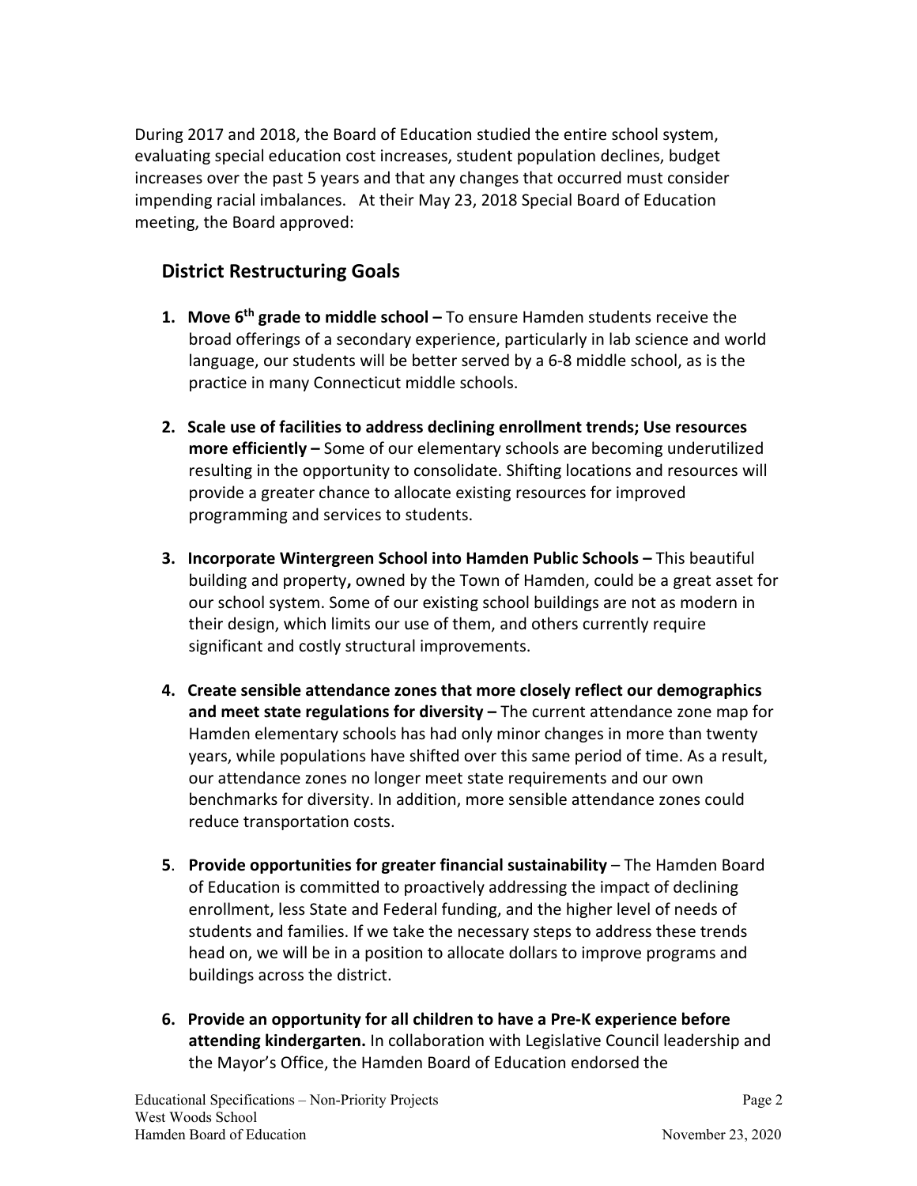During 2017 and 2018, the Board of Education studied the entire school system, evaluating special education cost increases, student population declines, budget increases over the past 5 years and that any changes that occurred must consider impending racial imbalances. At their May 23, 2018 Special Board of Education meeting, the Board approved:

## District Restructuring Goals

1. **Move 6th grade to middle school –** To ensure Hamden students receive the broad offerings of a secondary experience, particularly in lab science and world language, our students will be better served by a 6-8 middle school, as is the practice in many Connecticut middle schools.

2. **Scale use of facilities to address declining enrollment trends; Use resources more efficiently –** Some of our elementary schools are becoming underutilized resulting in the opportunity to consolidate. Shifting locations and resources will provide a greater chance to allocate existing resources for improved programming and services to students.

3. **Incorporate Wintergreen School into Hamden Public Schools –** This beautiful building and property**,** owned by the Town of Hamden, could be a great asset for our school system. Some of our existing school buildings are not as modern in their design, which limits our use of them, and others currently require significant and costly structural improvements.

4. **Create sensible attendance zones that more closely reflect our demographics and meet state regulations for diversity –** The current attendance zone map for Hamden elementary schools has had only minor changes in more than twenty years, while populations have shifted over this same period of time. As a result, our attendance zones no longer meet state requirements and our own benchmarks for diversity. In addition, more sensible attendance zones could reduce transportation costs.

5. **Provide opportunities for greater financial sustainability** – The Hamden Board of Education is committed to proactively addressing the impact of declining enrollment, less State and Federal funding, and the higher level of needs of students and families. If we take the necessary steps to address these trends head on, we will be in a position to allocate dollars to improve programs and buildings across the district.

6. **Provide an opportunity for all children to have a Pre-K experience before attending kindergarten.** In collaboration with Legislative Council leadership and the Mayor's Office, the Hamden Board of Education endorsed the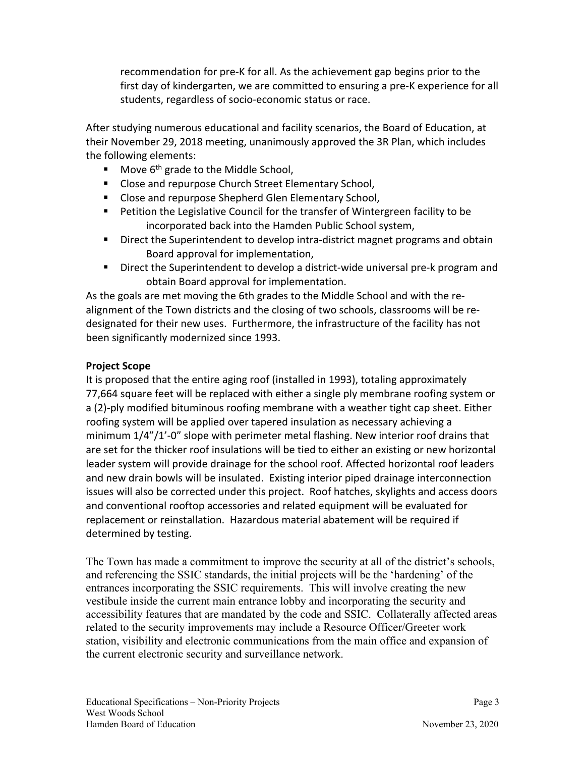recommendation for pre-K for all. As the achievement gap begins prior to the first day of kindergarten, we are committed to ensuring a pre-K experience for all students, regardless of socio-economic status or race.

After studying numerous educational and facility scenarios, the Board of Education, at their November 29, 2018 meeting, unanimously approved the 3R Plan, which includes the following elements:

- Move 6th grade to the Middle School,
- Close and repurpose Church Street Elementary School,
- Close and repurpose Shepherd Glen Elementary School,
- Petition the Legislative Council for the transfer of Wintergreen facility to be incorporated back into the Hamden Public School system,
- Direct the Superintendent to develop intra-district magnet programs and obtain Board approval for implementation,
- Direct the Superintendent to develop a district-wide universal pre-k program and obtain Board approval for implementation.

As the goals are met moving the 6th grades to the Middle School and with the re-alignment of the Town districts and the closing of two schools, classrooms will be re-designated for their new uses. Furthermore, the infrastructure of the facility has not been significantly modernized since 1993.

**Project Scope**

It is proposed that the entire aging roof (installed in 1993), totaling approximately 77,664 square feet will be replaced with either a single ply membrane roofing system or a (2)-ply modified bituminous roofing membrane with a weather tight cap sheet. Either roofing system will be applied over tapered insulation as necessary achieving a minimum 1/4"/1'-0" slope with perimeter metal flashing. New interior roof drains that are set for the thicker roof insulations will be tied to either an existing or new horizontal leader system will provide drainage for the school roof. Affected horizontal roof leaders and new drain bowls will be insulated. Existing interior piped drainage interconnection issues will also be corrected under this project. Roof hatches, skylights and access doors and conventional rooftop accessories and related equipment will be evaluated for replacement or reinstallation. Hazardous material abatement will be required if determined by testing.

The Town has made a commitment to improve the security at all of the district's schools, and referencing the SSIC standards, the initial projects will be the 'hardening' of the entrances incorporating the SSIC requirements. This will involve creating the new vestibule inside the current main entrance lobby and incorporating the security and accessibility features that are mandated by the code and SSIC. Collaterally affected areas related to the security improvements may include a Resource Officer/Greeter work station, visibility and electronic communications from the main office and expansion of the current electronic security and surveillance network.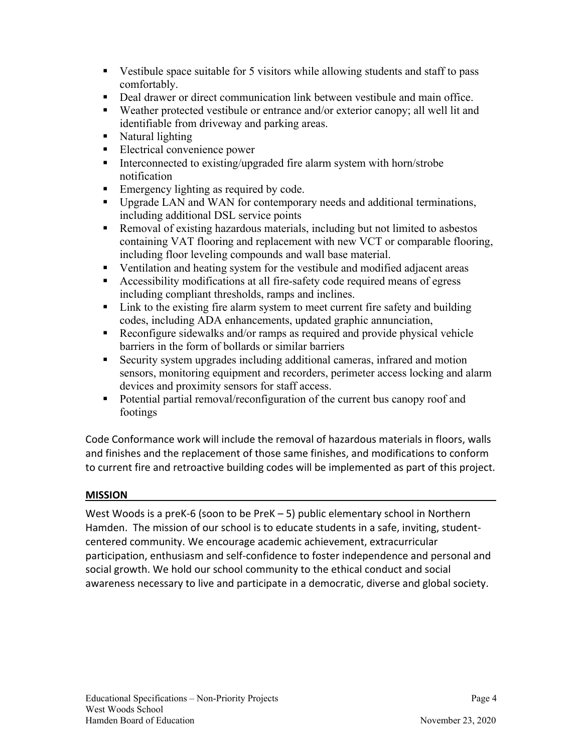- Vestibule space suitable for 5 visitors while allowing students and staff to pass comfortably.
- Deal drawer or direct communication link between vestibule and main office.
- Weather protected vestibule or entrance and/or exterior canopy; all well lit and identifiable from driveway and parking areas.
- Natural lighting
- Electrical convenience power
- Interconnected to existing/upgraded fire alarm system with horn/strobe notification
- Emergency lighting as required by code.
- Upgrade LAN and WAN for contemporary needs and additional terminations, including additional DSL service points
- Removal of existing hazardous materials, including but not limited to asbestos containing VAT flooring and replacement with new VCT or comparable flooring, including floor leveling compounds and wall base material.
- Ventilation and heating system for the vestibule and modified adjacent areas
- Accessibility modifications at all fire-safety code required means of egress including compliant thresholds, ramps and inclines.
- Link to the existing fire alarm system to meet current fire safety and building codes, including ADA enhancements, updated graphic annunciation,
- Reconfigure sidewalks and/or ramps as required and provide physical vehicle barriers in the form of bollards or similar barriers
- Security system upgrades including additional cameras, infrared and motion sensors, monitoring equipment and recorders, perimeter access locking and alarm devices and proximity sensors for staff access.
- Potential partial removal/reconfiguration of the current bus canopy roof and footings

Code Conformance work will include the removal of hazardous materials in floors, walls and finishes and the replacement of those same finishes, and modifications to conform to current fire and retroactive building codes will be implemented as part of this project.

## MISSION

West Woods is a preK-6 (soon to be PreK – 5) public elementary school in Northern Hamden. The mission of our school is to educate students in a safe, inviting, student-centered community. We encourage academic achievement, extracurricular participation, enthusiasm and self-confidence to foster independence and personal and social growth. We hold our school community to the ethical conduct and social awareness necessary to live and participate in a democratic, diverse and global society.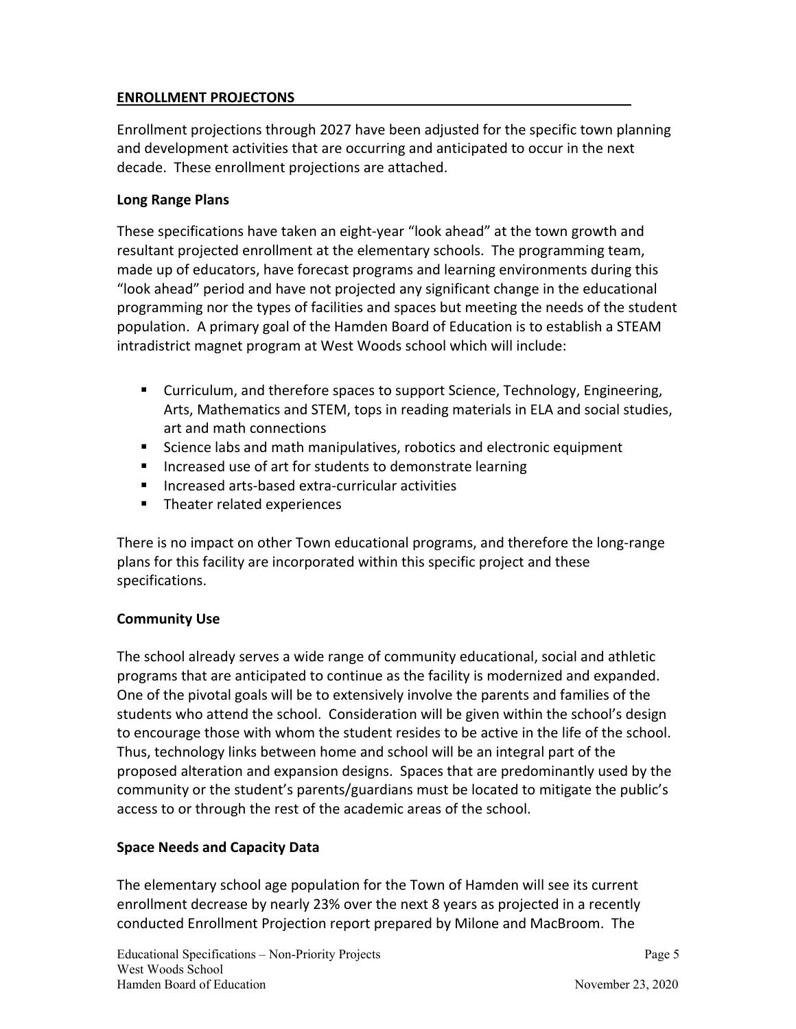## ENROLLMENT PROJECTONS

Enrollment projections through 2027 have been adjusted for the specific town planning and development activities that are occurring and anticipated to occur in the next decade. These enrollment projections are attached.

### Long Range Plans

These specifications have taken an eight-year "look ahead" at the town growth and resultant projected enrollment at the elementary schools. The programming team, made up of educators, have forecast programs and learning environments during this "look ahead" period and have not projected any significant change in the educational programming nor the types of facilities and spaces but meeting the needs of the student population. A primary goal of the Hamden Board of Education is to establish a STEAM intradistrict magnet program at West Woods school which will include:

- Curriculum, and therefore spaces to support Science, Technology, Engineering, Arts, Mathematics and STEM, tops in reading materials in ELA and social studies, art and math connections
- Science labs and math manipulatives, robotics and electronic equipment
- Increased use of art for students to demonstrate learning
- Increased arts-based extra-curricular activities
- Theater related experiences

There is no impact on other Town educational programs, and therefore the long-range plans for this facility are incorporated within this specific project and these specifications.

### Community Use

The school already serves a wide range of community educational, social and athletic programs that are anticipated to continue as the facility is modernized and expanded. One of the pivotal goals will be to extensively involve the parents and families of the students who attend the school. Consideration will be given within the school's design to encourage those with whom the student resides to be active in the life of the school. Thus, technology links between home and school will be an integral part of the proposed alteration and expansion designs. Spaces that are predominantly used by the community or the student's parents/guardians must be located to mitigate the public's access to or through the rest of the academic areas of the school.

### Space Needs and Capacity Data

The elementary school age population for the Town of Hamden will see its current enrollment decrease by nearly 23% over the next 8 years as projected in a recently conducted Enrollment Projection report prepared by Milone and MacBroom. The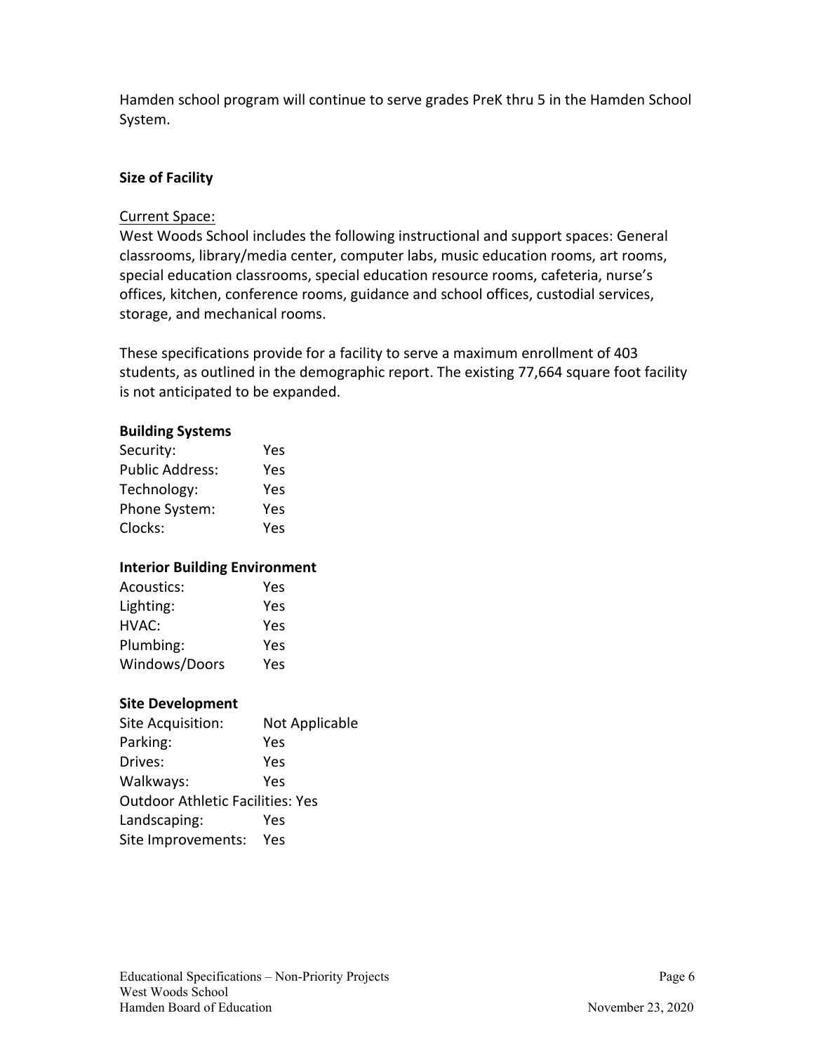Hamden school program will continue to serve grades PreK thru 5 in the Hamden School System.

**Size of Facility**

Current Space:

West Woods School includes the following instructional and support spaces: General classrooms, library/media center, computer labs, music education rooms, art rooms, special education classrooms, special education resource rooms, cafeteria, nurse's offices, kitchen, conference rooms, guidance and school offices, custodial services, storage, and mechanical rooms.

These specifications provide for a facility to serve a maximum enrollment of 403 students, as outlined in the demographic report. The existing 77,664 square foot facility is not anticipated to be expanded.

**Building Systems**

Security: Yes
Public Address: Yes
Technology: Yes
Phone System: Yes
Clocks: Yes

**Interior Building Environment**

Acoustics: Yes
Lighting: Yes
HVAC: Yes
Plumbing: Yes
Windows/Doors Yes

**Site Development**

Site Acquisition: Not Applicable
Parking: Yes
Drives: Yes
Walkways: Yes
Outdoor Athletic Facilities: Yes
Landscaping: Yes
Site Improvements: Yes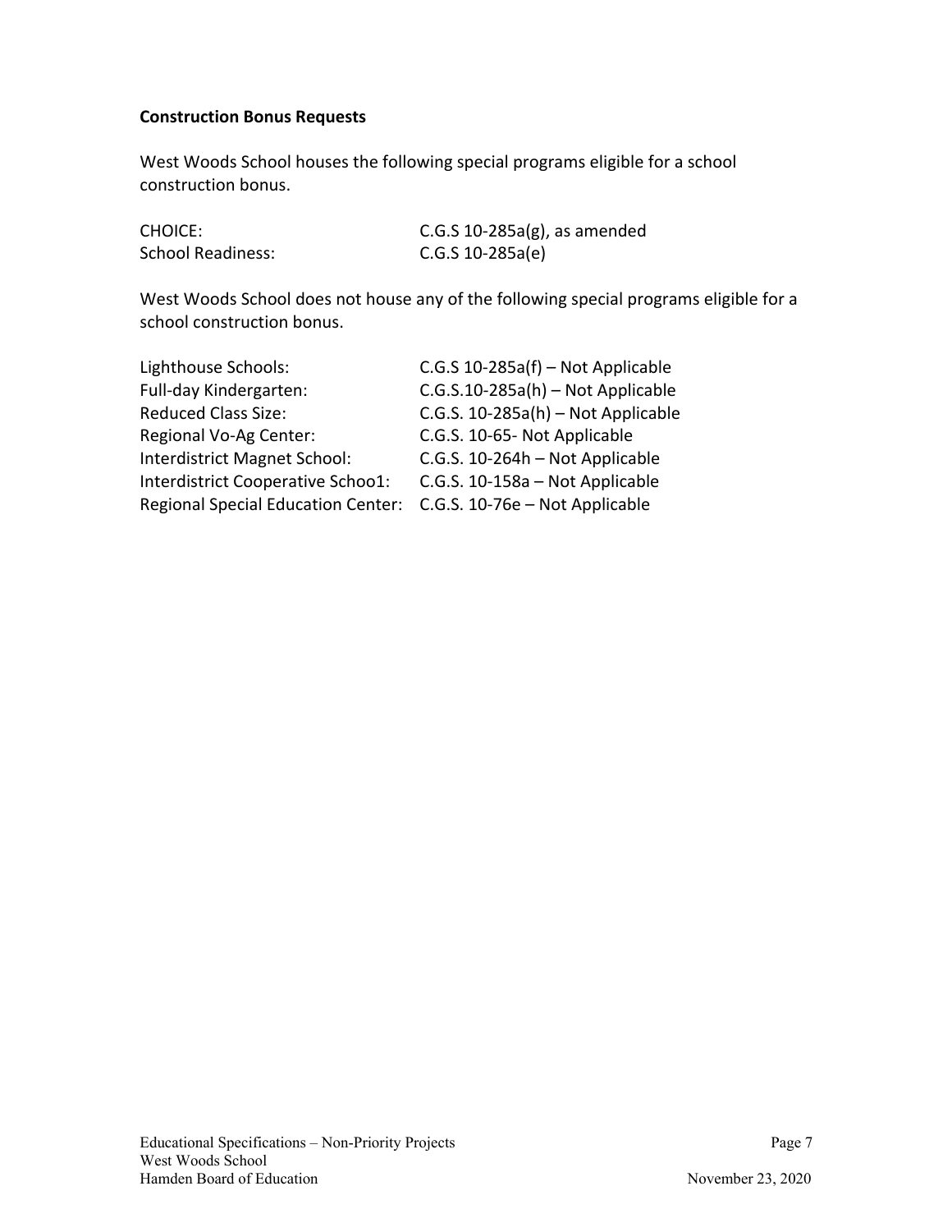**Construction Bonus Requests**

West Woods School houses the following special programs eligible for a school construction bonus.

| | |
|---|---|
| CHOICE: | C.G.S 10-285a(g), as amended |
| School Readiness: | C.G.S 10-285a(e) |

West Woods School does not house any of the following special programs eligible for a school construction bonus.

| | |
|---|---|
| Lighthouse Schools: | C.G.S 10-285a(f) – Not Applicable |
| Full-day Kindergarten: | C.G.S.10-285a(h) – Not Applicable |
| Reduced Class Size: | C.G.S. 10-285a(h) – Not Applicable |
| Regional Vo-Ag Center: | C.G.S. 10-65- Not Applicable |
| Interdistrict Magnet School: | C.G.S. 10-264h – Not Applicable |
| Interdistrict Cooperative Schoo1: | C.G.S. 10-158a – Not Applicable |
| Regional Special Education Center: | C.G.S. 10-76e – Not Applicable |